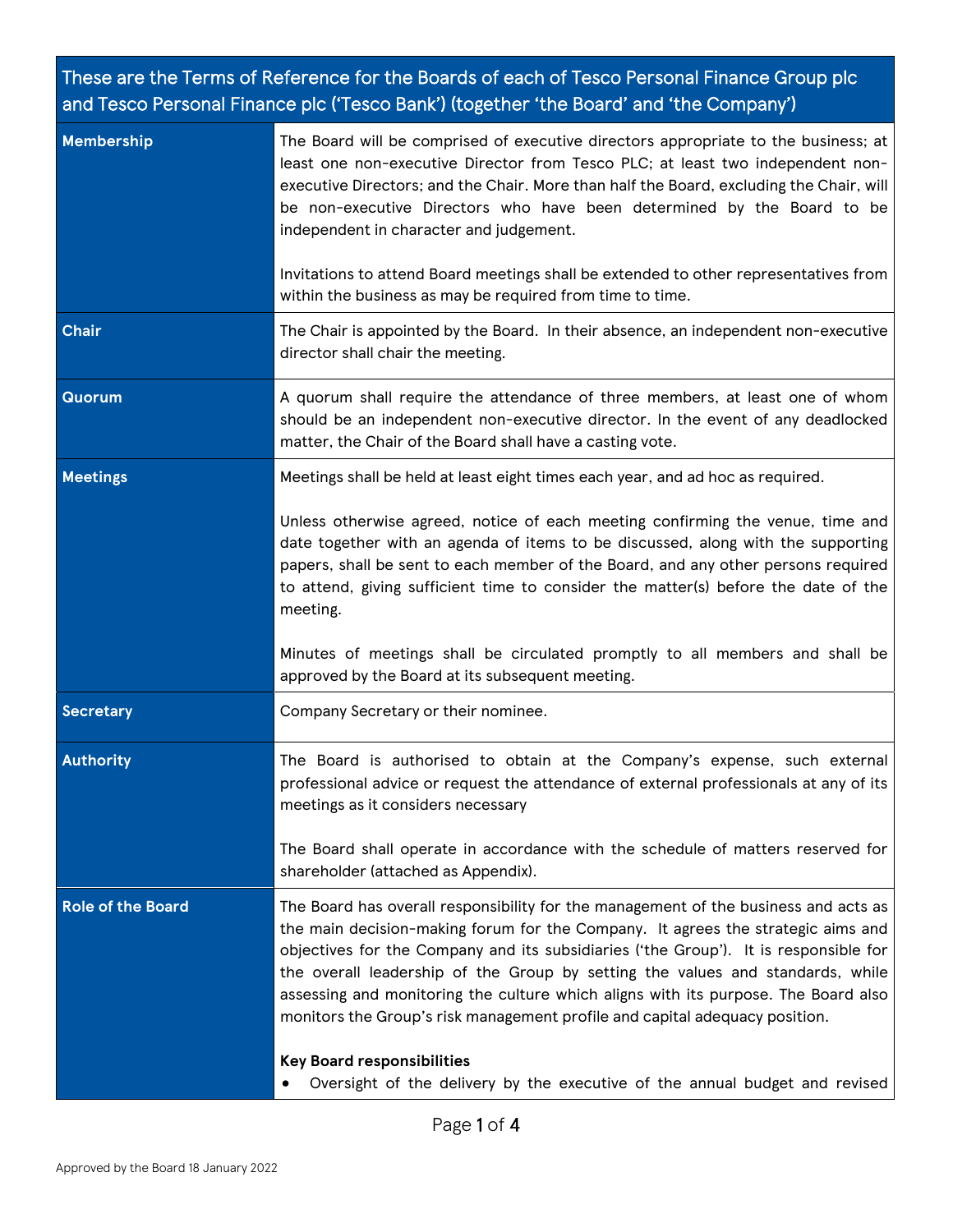| These are the Terms of Reference for the Boards of each of Tesco Personal Finance Group plc and Tesco Personal Finance plc ('Tesco Bank') (together 'the Board' and 'the Company') | |
|---|---|
| **Membership** | The Board will be comprised of executive directors appropriate to the business; at least one non-executive Director from Tesco PLC; at least two independent non-executive Directors; and the Chair. More than half the Board, excluding the Chair, will be non-executive Directors who have been determined by the Board to be independent in character and judgement.<br><br>Invitations to attend Board meetings shall be extended to other representatives from within the business as may be required from time to time. |
| **Chair** | The Chair is appointed by the Board. In their absence, an independent non-executive director shall chair the meeting. |
| **Quorum** | A quorum shall require the attendance of three members, at least one of whom should be an independent non-executive director. In the event of any deadlocked matter, the Chair of the Board shall have a casting vote. |
| **Meetings** | Meetings shall be held at least eight times each year, and ad hoc as required.<br><br>Unless otherwise agreed, notice of each meeting confirming the venue, time and date together with an agenda of items to be discussed, along with the supporting papers, shall be sent to each member of the Board, and any other persons required to attend, giving sufficient time to consider the matter(s) before the date of the meeting.<br><br>Minutes of meetings shall be circulated promptly to all members and shall be approved by the Board at its subsequent meeting. |
| **Secretary** | Company Secretary or their nominee. |
| **Authority** | The Board is authorised to obtain at the Company's expense, such external professional advice or request the attendance of external professionals at any of its meetings as it considers necessary<br><br>The Board shall operate in accordance with the schedule of matters reserved for shareholder (attached as Appendix). |
| **Role of the Board** | The Board has overall responsibility for the management of the business and acts as the main decision-making forum for the Company. It agrees the strategic aims and objectives for the Company and its subsidiaries ('the Group'). It is responsible for the overall leadership of the Group by setting the values and standards, while assessing and monitoring the culture which aligns with its purpose. The Board also monitors the Group's risk management profile and capital adequacy position.<br><br>**Key Board responsibilities**<br>• Oversight of the delivery by the executive of the annual budget and revised |

Approved by the Board 18 January 2022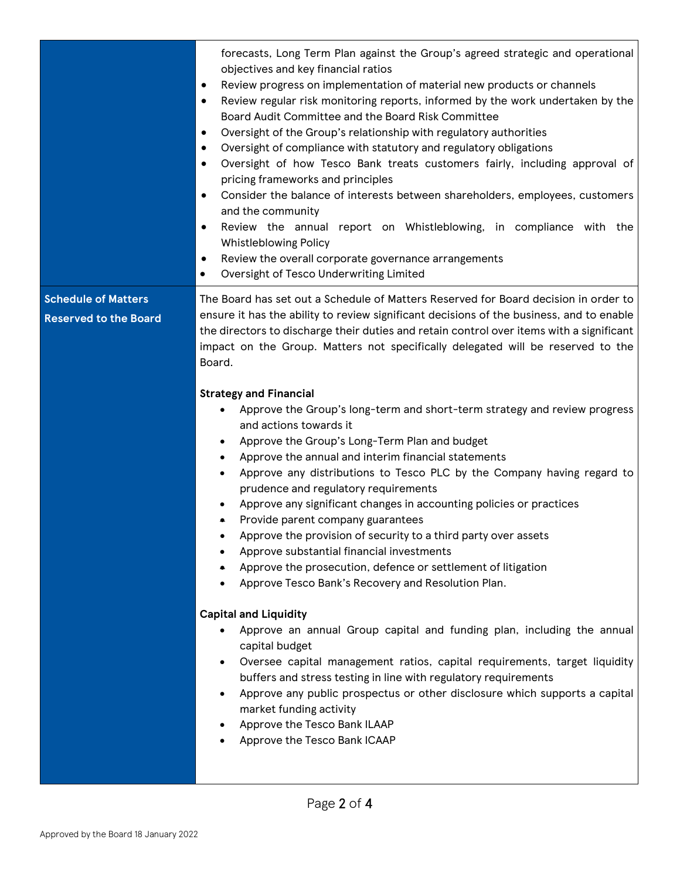| | |
|---|---|
| | forecasts, Long Term Plan against the Group's agreed strategic and operational objectives and key financial ratios<br>• Review progress on implementation of material new products or channels<br>• Review regular risk monitoring reports, informed by the work undertaken by the Board Audit Committee and the Board Risk Committee<br>• Oversight of the Group's relationship with regulatory authorities<br>• Oversight of compliance with statutory and regulatory obligations<br>• Oversight of how Tesco Bank treats customers fairly, including approval of pricing frameworks and principles<br>• Consider the balance of interests between shareholders, employees, customers and the community<br>• Review the annual report on Whistleblowing, in compliance with the Whistleblowing Policy<br>• Review the overall corporate governance arrangements<br>• Oversight of Tesco Underwriting Limited |
| **Schedule of Matters Reserved to the Board** | The Board has set out a Schedule of Matters Reserved for Board decision in order to ensure it has the ability to review significant decisions of the business, and to enable the directors to discharge their duties and retain control over items with a significant impact on the Group. Matters not specifically delegated will be reserved to the Board.<br><br>**Strategy and Financial**<br>• Approve the Group's long-term and short-term strategy and review progress and actions towards it<br>• Approve the Group's Long-Term Plan and budget<br>• Approve the annual and interim financial statements<br>• Approve any distributions to Tesco PLC by the Company having regard to prudence and regulatory requirements<br>• Approve any significant changes in accounting policies or practices<br>• Provide parent company guarantees<br>• Approve the provision of security to a third party over assets<br>• Approve substantial financial investments<br>• Approve the prosecution, defence or settlement of litigation<br>• Approve Tesco Bank's Recovery and Resolution Plan.<br><br>**Capital and Liquidity**<br>• Approve an annual Group capital and funding plan, including the annual capital budget<br>• Oversee capital management ratios, capital requirements, target liquidity buffers and stress testing in line with regulatory requirements<br>• Approve any public prospectus or other disclosure which supports a capital market funding activity<br>• Approve the Tesco Bank ILAAP<br>• Approve the Tesco Bank ICAAP |

Approved by the Board 18 January 2022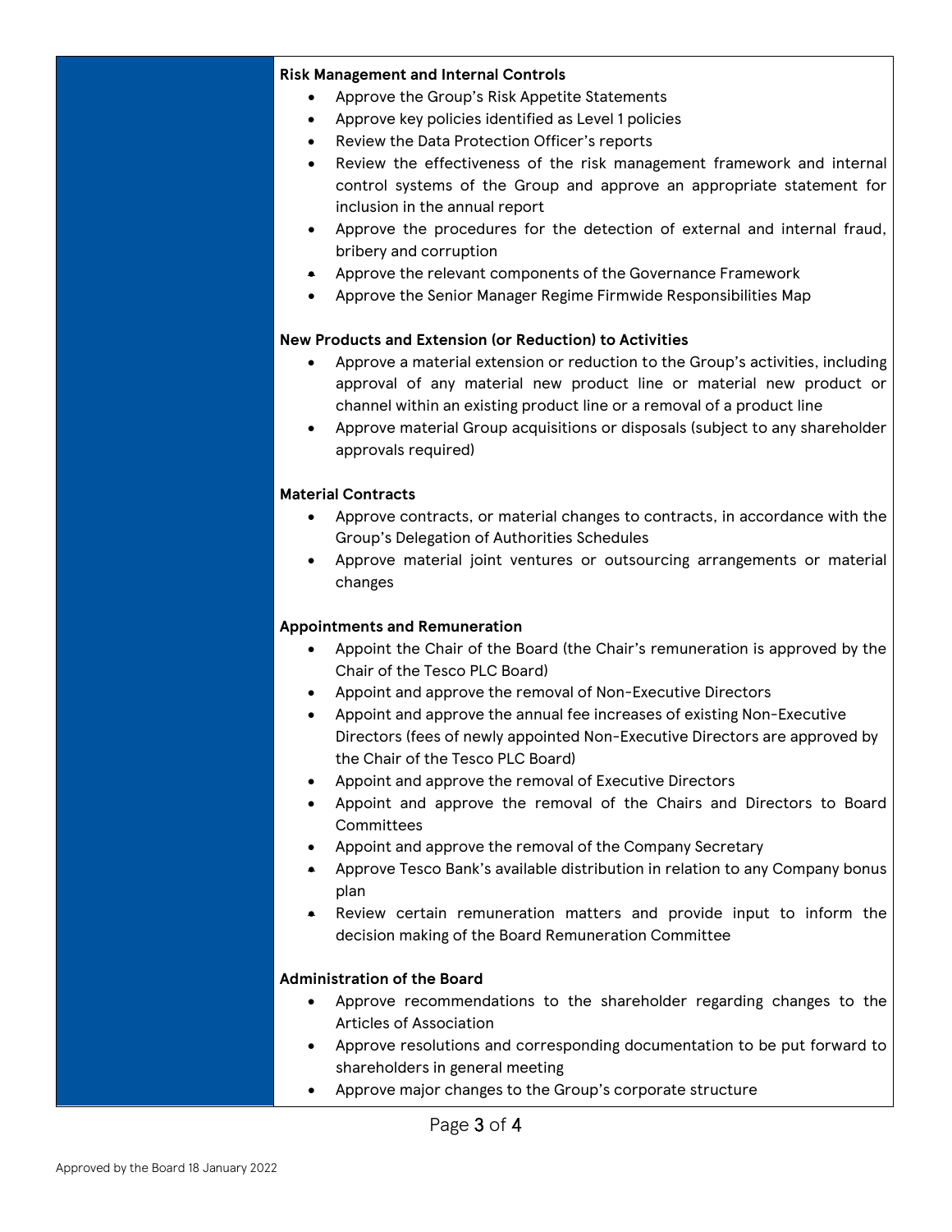**Risk Management and Internal Controls**

- Approve the Group's Risk Appetite Statements
- Approve key policies identified as Level 1 policies
- Review the Data Protection Officer's reports
- Review the effectiveness of the risk management framework and internal control systems of the Group and approve an appropriate statement for inclusion in the annual report
- Approve the procedures for the detection of external and internal fraud, bribery and corruption
- Approve the relevant components of the Governance Framework
- Approve the Senior Manager Regime Firmwide Responsibilities Map

**New Products and Extension (or Reduction) to Activities**

- Approve a material extension or reduction to the Group's activities, including approval of any material new product line or material new product or channel within an existing product line or a removal of a product line
- Approve material Group acquisitions or disposals (subject to any shareholder approvals required)

**Material Contracts**

- Approve contracts, or material changes to contracts, in accordance with the Group's Delegation of Authorities Schedules
- Approve material joint ventures or outsourcing arrangements or material changes

**Appointments and Remuneration**

- Appoint the Chair of the Board (the Chair's remuneration is approved by the Chair of the Tesco PLC Board)
- Appoint and approve the removal of Non-Executive Directors
- Appoint and approve the annual fee increases of existing Non-Executive Directors (fees of newly appointed Non-Executive Directors are approved by the Chair of the Tesco PLC Board)
- Appoint and approve the removal of Executive Directors
- Appoint and approve the removal of the Chairs and Directors to Board Committees
- Appoint and approve the removal of the Company Secretary
- Approve Tesco Bank's available distribution in relation to any Company bonus plan
- Review certain remuneration matters and provide input to inform the decision making of the Board Remuneration Committee

**Administration of the Board**

- Approve recommendations to the shareholder regarding changes to the Articles of Association
- Approve resolutions and corresponding documentation to be put forward to shareholders in general meeting
- Approve major changes to the Group's corporate structure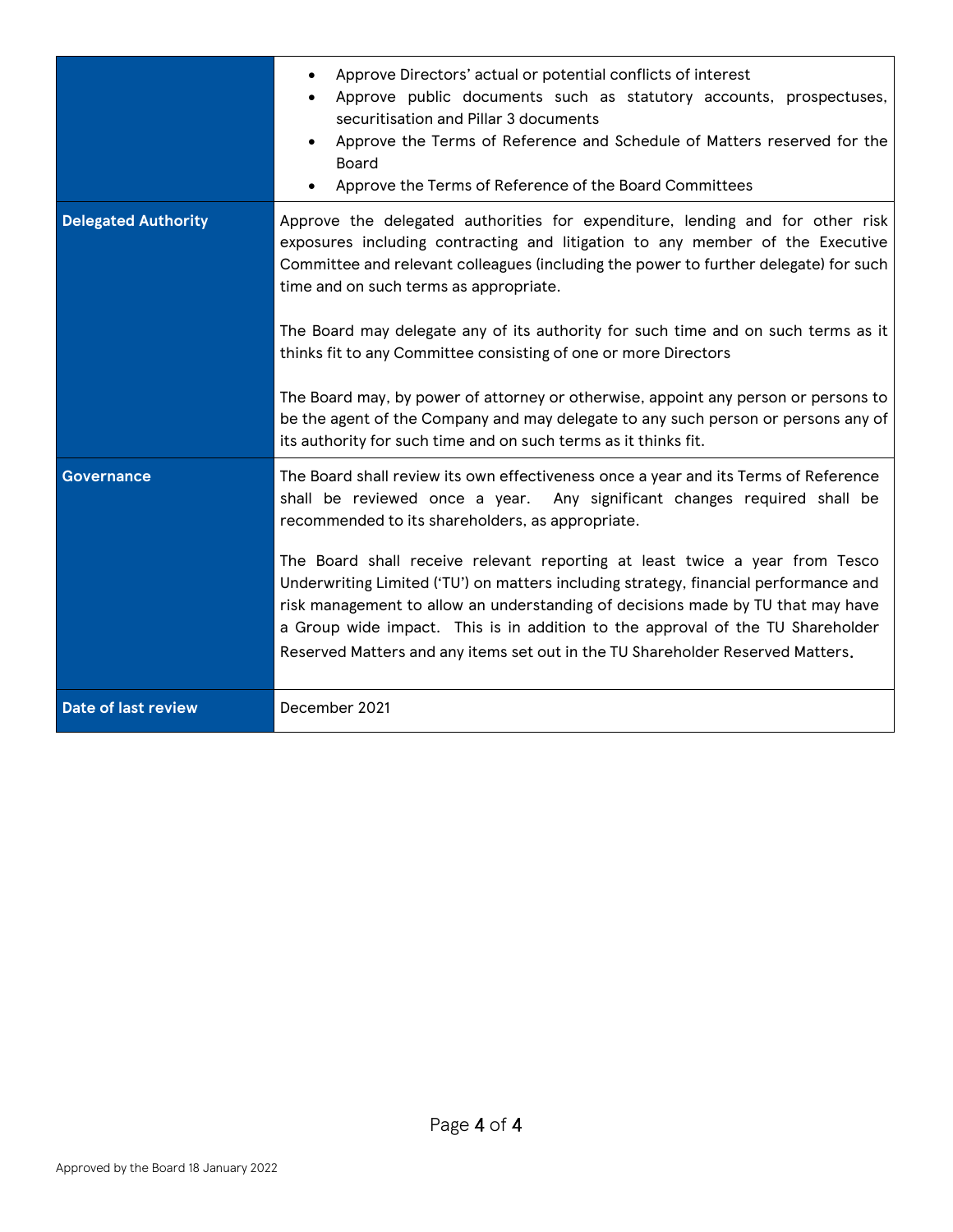| | |
|---|---|
| | • Approve Directors' actual or potential conflicts of interest<br>• Approve public documents such as statutory accounts, prospectuses, securitisation and Pillar 3 documents<br>• Approve the Terms of Reference and Schedule of Matters reserved for the Board<br>• Approve the Terms of Reference of the Board Committees |
| **Delegated Authority** | Approve the delegated authorities for expenditure, lending and for other risk exposures including contracting and litigation to any member of the Executive Committee and relevant colleagues (including the power to further delegate) for such time and on such terms as appropriate.<br><br>The Board may delegate any of its authority for such time and on such terms as it thinks fit to any Committee consisting of one or more Directors<br><br>The Board may, by power of attorney or otherwise, appoint any person or persons to be the agent of the Company and may delegate to any such person or persons any of its authority for such time and on such terms as it thinks fit. |
| **Governance** | The Board shall review its own effectiveness once a year and its Terms of Reference shall be reviewed once a year. Any significant changes required shall be recommended to its shareholders, as appropriate.<br><br>The Board shall receive relevant reporting at least twice a year from Tesco Underwriting Limited ('TU') on matters including strategy, financial performance and risk management to allow an understanding of decisions made by TU that may have a Group wide impact. This is in addition to the approval of the TU Shareholder Reserved Matters and any items set out in the TU Shareholder Reserved Matters. |
| **Date of last review** | December 2021 |

Approved by the Board 18 January 2022